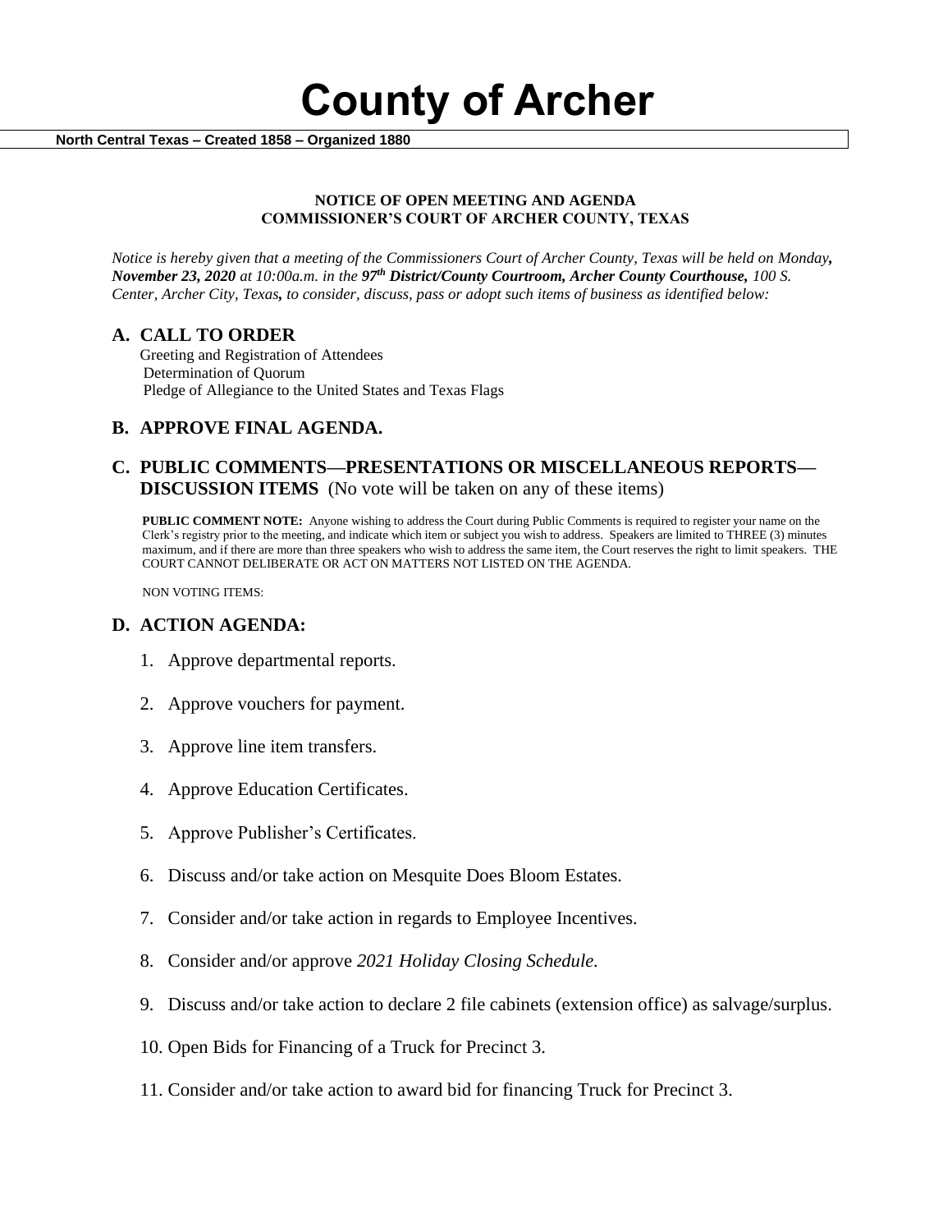# County of Archer

**North Central Texas – Created 1858 – Organized 1880**

**NOTICE OF OPEN MEETING AND AGENDA**
**COMMISSIONER'S COURT OF ARCHER COUNTY, TEXAS**

*Notice is hereby given that a meeting of the Commissioners Court of Archer County, Texas will be held on Monday,* ***November 23, 2020*** *at 10:00a.m. in the* ***97th District/County Courtroom, Archer County Courthouse,*** *100 S. Center, Archer City, Texas, to consider, discuss, pass or adopt such items of business as identified below:*

## A. CALL TO ORDER

Greeting and Registration of Attendees
Determination of Quorum
Pledge of Allegiance to the United States and Texas Flags

## B. APPROVE FINAL AGENDA.

## C. PUBLIC COMMENTS—PRESENTATIONS OR MISCELLANEOUS REPORTS—DISCUSSION ITEMS (No vote will be taken on any of these items)

**PUBLIC COMMENT NOTE:** Anyone wishing to address the Court during Public Comments is required to register your name on the Clerk's registry prior to the meeting, and indicate which item or subject you wish to address. Speakers are limited to THREE (3) minutes maximum, and if there are more than three speakers who wish to address the same item, the Court reserves the right to limit speakers. THE COURT CANNOT DELIBERATE OR ACT ON MATTERS NOT LISTED ON THE AGENDA.

NON VOTING ITEMS:

## D. ACTION AGENDA:

1. Approve departmental reports.
2. Approve vouchers for payment.
3. Approve line item transfers.
4. Approve Education Certificates.
5. Approve Publisher's Certificates.
6. Discuss and/or take action on Mesquite Does Bloom Estates.
7. Consider and/or take action in regards to Employee Incentives.
8. Consider and/or approve *2021 Holiday Closing Schedule.*
9. Discuss and/or take action to declare 2 file cabinets (extension office) as salvage/surplus.
10. Open Bids for Financing of a Truck for Precinct 3.
11. Consider and/or take action to award bid for financing Truck for Precinct 3.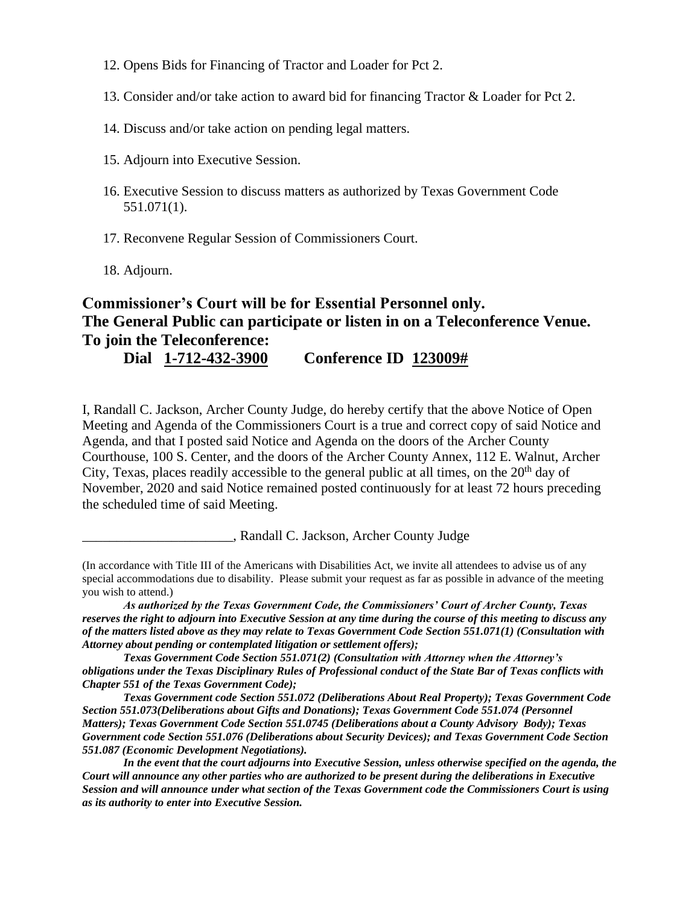12. Opens Bids for Financing of Tractor and Loader for Pct 2.

13. Consider and/or take action to award bid for financing Tractor & Loader for Pct 2.

14. Discuss and/or take action on pending legal matters.

15. Adjourn into Executive Session.

16. Executive Session to discuss matters as authorized by Texas Government Code 551.071(1).

17. Reconvene Regular Session of Commissioners Court.

18. Adjourn.

**Commissioner's Court will be for Essential Personnel only.**
**The General Public can participate or listen in on a Teleconference Venue.**
**To join the Teleconference:**
**Dial 1-712-432-3900 Conference ID 123009#**

I, Randall C. Jackson, Archer County Judge, do hereby certify that the above Notice of Open Meeting and Agenda of the Commissioners Court is a true and correct copy of said Notice and Agenda, and that I posted said Notice and Agenda on the doors of the Archer County Courthouse, 100 S. Center, and the doors of the Archer County Annex, 112 E. Walnut, Archer City, Texas, places readily accessible to the general public at all times, on the 20th day of November, 2020 and said Notice remained posted continuously for at least 72 hours preceding the scheduled time of said Meeting.

______________________, Randall C. Jackson, Archer County Judge

(In accordance with Title III of the Americans with Disabilities Act, we invite all attendees to advise us of any special accommodations due to disability. Please submit your request as far as possible in advance of the meeting you wish to attend.)

***As authorized by the Texas Government Code, the Commissioners' Court of Archer County, Texas reserves the right to adjourn into Executive Session at any time during the course of this meeting to discuss any of the matters listed above as they may relate to Texas Government Code Section 551.071(1) (Consultation with Attorney about pending or contemplated litigation or settlement offers);***

***Texas Government Code Section 551.071(2) (Consultation with Attorney when the Attorney's obligations under the Texas Disciplinary Rules of Professional conduct of the State Bar of Texas conflicts with Chapter 551 of the Texas Government Code);***

***Texas Government code Section 551.072 (Deliberations About Real Property); Texas Government Code Section 551.073(Deliberations about Gifts and Donations); Texas Government Code 551.074 (Personnel Matters); Texas Government Code Section 551.0745 (Deliberations about a County Advisory Body); Texas Government code Section 551.076 (Deliberations about Security Devices); and Texas Government Code Section 551.087 (Economic Development Negotiations).***

***In the event that the court adjourns into Executive Session, unless otherwise specified on the agenda, the Court will announce any other parties who are authorized to be present during the deliberations in Executive Session and will announce under what section of the Texas Government code the Commissioners Court is using as its authority to enter into Executive Session.***